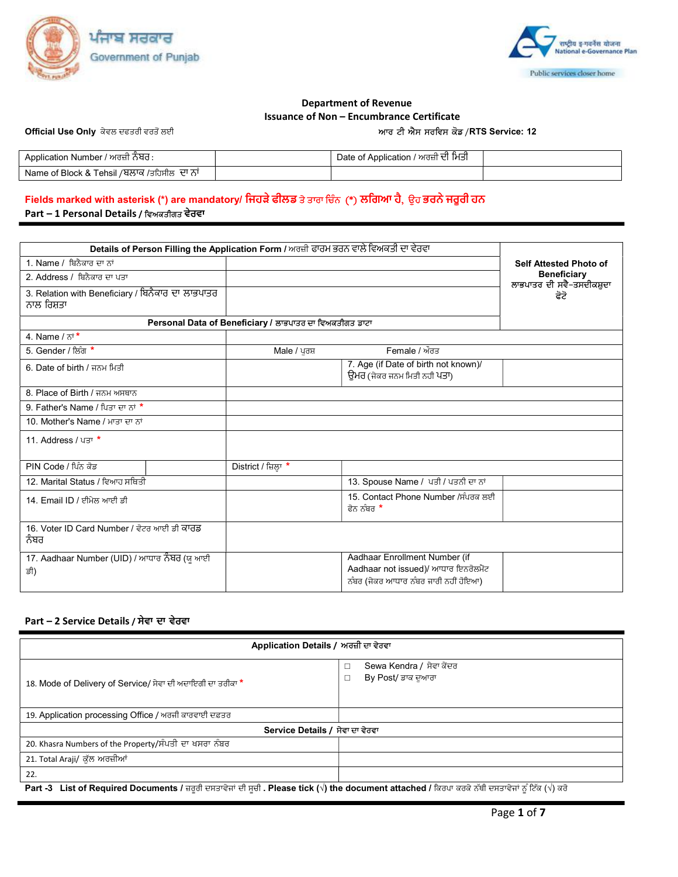ਪੰਜਾਬ ਸਰਕਾਰ
Government of Punjab

राष्ट्रीय ई-गवर्नेंस योजना
National e-Governance Plan
Public services closer home

## Department of Revenue
## Issuance of Non – Encumbrance Certificate

**Official Use Only** ਕੇਵਲ ਦਫਤਰੀ ਵਰਤੋਂ ਲਈ

ਆਰ ਟੀ ਐਸ ਸਰਵਿਸ ਕੋਡ /**RTS Service: 12**

| Application Number / ਅਰਜ਼ੀ ਨੰਬਰ : | | Date of Application / ਅਰਜ਼ੀ ਦੀ ਮਿਤੀ | |
|---|---|---|---|
| Name of Block & Tehsil /ਬਲਾਕ /ਤਹਿਸੀਲ ਦਾ ਨਾਂ | | | |

**Fields marked with asterisk (*) are mandatory/ ਜਿਹੜੇ ਫੀਲਡ ਤੇ ਤਾਰਾ ਚਿੰਨ (*) ਲਗਿਆ ਹੈ, ਉਹ ਭਰਨੇ ਜਰੂਰੀ ਹਨ**

**Part – 1 Personal Details / ਵਿਅਕਤੀਗਤ ਵੇਰਵਾ**

| **Details of Person Filling the Application Form / ਅਰਜ਼ੀ ਫਾਰਮ ਭਰਨ ਵਾਲੇ ਵਿਅਕਤੀ ਦਾ ਵੇਰਵਾ** | | | | **Self Attested Photo of Beneficiary** ਲਾਭਪਾਤਰ ਦੀ ਸਵੈ-ਤਸਦੀਕਸ਼ੁਦਾ ਫੋਟੋ |
|---|---|---|---|---|
| 1. Name / ਬਿਨੈਕਾਰ ਦਾ ਨਾਂ | | | | |
| 2. Address / ਬਿਨੈਕਾਰ ਦਾ ਪਤਾ | | | | |
| 3. Relation with Beneficiary / ਬਿਨੈਕਾਰ ਦਾ ਲਾਭਪਾਤਰ ਨਾਲ ਰਿਸ਼ਤਾ | | | | |
| **Personal Data of Beneficiary / ਲਾਭਪਾਤਰ ਦਾ ਵਿਅਕਤੀਗਤ ਡਾਟਾ** | | | | |
| 4. Name / ਨਾਂ * | | | | |
| 5. Gender / ਲਿੰਗ * | Male / ਪੁਰਸ਼ | Female / ਔਰਤ | | |
| 6. Date of birth / ਜਨਮ ਮਿਤੀ | | 7. Age (if Date of birth not known)/ ਉਮਰ (ਜੇਕਰ ਜਨਮ ਮਿਤੀ ਨਹੀ ਪਤਾ) | | |
| 8. Place of Birth / ਜਨਮ ਅਸਥਾਨ | | | | |
| 9. Father's Name / ਪਿਤਾ ਦਾ ਨਾਂ * | | | | |
| 10. Mother's Name / ਮਾਤਾ ਦਾ ਨਾਂ | | | | |
| 11. Address / ਪਤਾ * | | | | |
| PIN Code / ਪਿੰਨ ਕੋਡ | | District / ਜ਼ਿਲ੍ਹਾ * | | |
| 12. Marital Status / ਵਿਆਹ ਸਥਿਤੀ | | 13. Spouse Name / ਪਤੀ / ਪਤਨੀ ਦਾ ਨਾਂ | | |
| 14. Email ID / ਈਮੇਲ ਆਈ ਡੀ | | 15. Contact Phone Number /ਸੰਪਰਕ ਲਈ ਫੋਨ ਨੰਬਰ * | | |
| 16. Voter ID Card Number / ਵੋਟਰ ਆਈ ਡੀ ਕਾਰਡ ਨੰਬਰ | | | | |
| 17. Aadhaar Number (UID) / ਆਧਾਰ ਨੰਬਰ (ਯੂ ਆਈ ਡੀ) | | Aadhaar Enrollment Number (if Aadhaar not issued)/ ਆਧਾਰ ਇਨਰੋਲਮੈਂਟ ਨੰਬਰ (ਜੇਕਰ ਆਧਾਰ ਨੰਬਰ ਜਾਰੀ ਨਹੀਂ ਹੋਇਆ) | | |

**Part – 2 Service Details / ਸੇਵਾ ਦਾ ਵੇਰਵਾ**

| **Application Details / ਅਰਜ਼ੀ ਦਾ ਵੇਰਵਾ** | |
|---|---|
| 18. Mode of Delivery of Service/ ਸੇਵਾ ਦੀ ਅਦਾਇਗੀ ਦਾ ਤਰੀਕਾ * | □ Sewa Kendra / ਸੇਵਾ ਕੇਂਦਰ<br>□ By Post/ ਡਾਕ ਦੁਆਰਾ |
| 19. Application processing Office / ਅਰਜ਼ੀ ਕਾਰਵਾਈ ਦਫ਼ਤਰ | |
| **Service Details / ਸੇਵਾ ਦਾ ਵੇਰਵਾ** | |
| 20. Khasra Numbers of the Property/ਸੰਪਤੀ ਦਾ ਖਸਰਾ ਨੰਬਰ | |
| 21. Total Araji/ ਕੁੱਲ ਅਰਜ਼ੀਆਂ | |
| 22. | |

**Part -3 List of Required Documents / ਜ਼ਰੂਰੀ ਦਸਤਾਵੇਜਾਂ ਦੀ ਸੂਚੀ . Please tick (√) the document attached / ਕਿਰਪਾ ਕਰਕੇ ਨੱਥੀ ਦਸਤਾਵੇਜਾਂ ਨੂੰ ਟਿੱਕ (√) ਕਰੋ**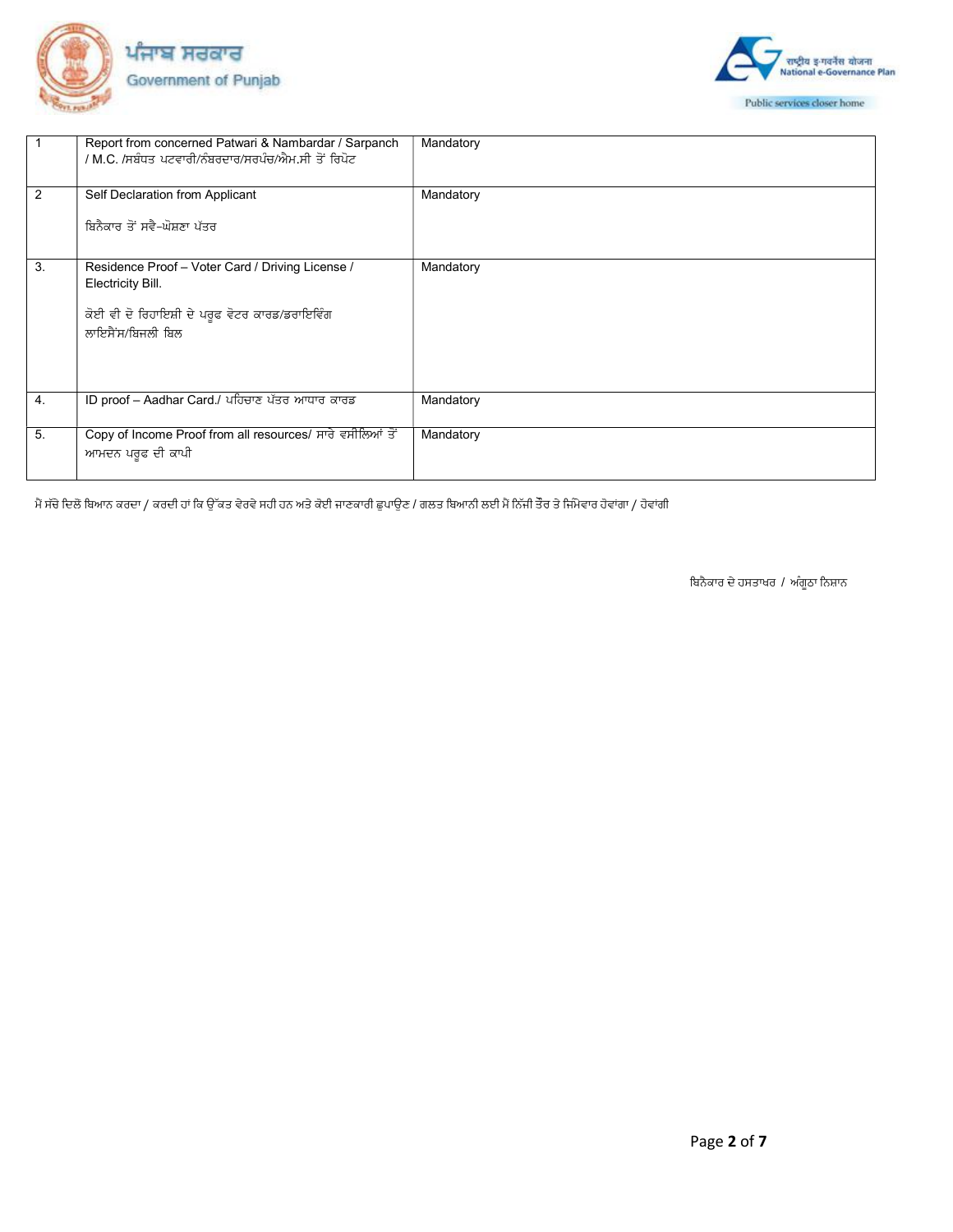ਪੰਜਾਬ ਸਰਕਾਰ
Government of Punjab

राष्ट्रीय ई-गवर्नेंस योजना
National e-Governance Plan
Public services closer home

| | | |
|---|---|---|
| 1 | Report from concerned Patwari & Nambardar / Sarpanch / M.C. /ਸਬੰਧਤ ਪਟਵਾਰੀ/ਨੰਬਰਦਾਰ/ਸਰਪੰਚ/ਐਮ.ਸੀ ਤੋਂ ਰਿਪੋਟ | Mandatory |
| 2 | Self Declaration from Applicant<br><br>ਬਿਨੈਕਾਰ ਤੋਂ ਸਵੈ-ਘੋਸ਼ਣਾ ਪੱਤਰ | Mandatory |
| 3. | Residence Proof – Voter Card / Driving License / Electricity Bill.<br><br>ਕੋਈ ਵੀ ਦੋ ਰਿਹਾਇਸ਼ੀ ਦੇ ਪਰੂਫ ਵੋਟਰ ਕਾਰਡ/ਡਰਾਇਵਿੰਗ ਲਾਇਸੈਂਸ/ਬਿਜਲੀ ਬਿਲ | Mandatory |
| 4. | ID proof – Aadhar Card./ ਪਹਿਚਾਣ ਪੱਤਰ ਆਧਾਰ ਕਾਰਡ | Mandatory |
| 5. | Copy of Income Proof from all resources/ ਸਾਰੇ ਵਸੀਲਿਆਂ ਤੋਂ ਆਮਦਨ ਪਰੂਫ ਦੀ ਕਾਪੀ | Mandatory |

ਮੈ ਸੱਚੇ ਦਿਲੋ ਬਿਆਨ ਕਰਦਾ / ਕਰਦੀ ਹਾਂ ਕਿ ਉੱਕਤ ਵੇਰਵੇ ਸਹੀ ਹਨ ਅਤੇ ਕੋਈ ਜਾਣਕਾਰੀ ਛੁਪਾਉਣ / ਗਲਤ ਬਿਆਨੀ ਲਈ ਮੈ ਨਿੱਜੀ ਤੌਰ ਤੇ ਜਿਮੇਵਾਰ ਹੋਵਾਂਗਾ / ਹੋਵਾਂਗੀ

ਬਿਨੈਕਾਰ ਦੇ ਹਸਤਾਖਰ / ਅੰਗੂਠਾ ਨਿਸ਼ਾਨ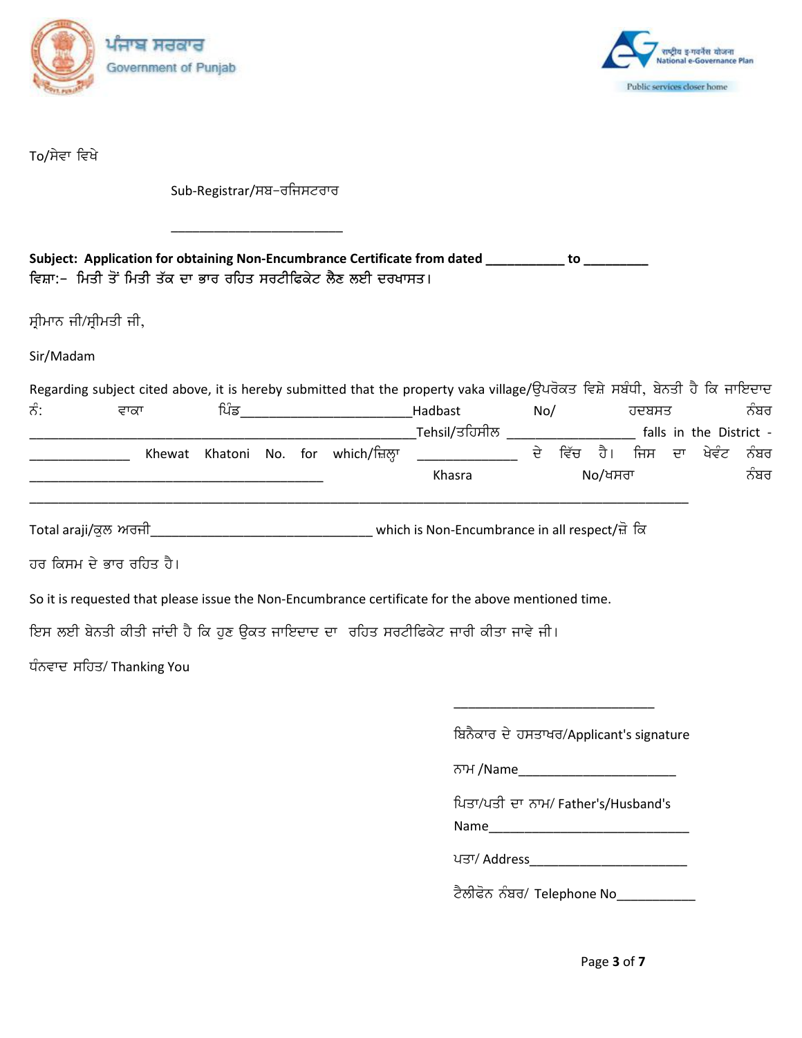ਪੰਜਾਬ ਸਰਕਾਰ
Government of Punjab

राष्ट्रीय इ-गवर्नेंस योजना
National e-Governance Plan
Public services closer home

To/ਸੇਵਾ ਵਿਖੇ

Sub-Registrar/ਸਬ-ਰਜਿਸਟਰਾਰ

_______________________

**Subject: Application for obtaining Non-Encumbrance Certificate from dated __________ to _________**
**ਵਿਸ਼ਾ:- ਮਿਤੀ ਤੋਂ ਮਿਤੀ ਤੱਕ ਦਾ ਭਾਰ ਰਹਿਤ ਸਰਟੀਫਿਕੇਟ ਲੈਣ ਲਈ ਦਰਖਾਸਤ।**

ਸ੍ਰੀਮਾਨ ਜੀ/ਸ੍ਰੀਮਤੀ ਜੀ,

Sir/Madam

Regarding subject cited above, it is hereby submitted that the property vaka village/ਉਪਰੋਕਤ ਵਿਸ਼ੇ ਸਬੰਧੀ, ਬੇਨਤੀ ਹੈ ਕਿ ਜਾਇਦਾਦ ਨੰ: ਵਾਕਾ ਪਿੰਡ_______________________Hadbast No/ ਹਦਬਸਤ ਨੰਬਰ ____________________________________________________Tehsil/ਤਹਿਸੀਲ _________________ falls in the District - _____________ Khewat Khatoni No. for which/ਜ਼ਿਲ੍ਹਾ _____________ ਦੇ ਵਿੱਚ ਹੈ। ਜਿਸ ਦਾ ਖੇਵੰਟ ਨੰਬਰ _______________________________________ Khasra No/ਖਸਰਾ ਨੰਬਰ ___________________________________________________________________________________

Total araji/ਕੁਲ ਅਰਜੀ______________________________ which is Non-Encumbrance in all respect/ਜੋ ਕਿ ਹਰ ਕਿਸਮ ਦੇ ਭਾਰ ਰਹਿਤ ਹੈ।

So it is requested that please issue the Non-Encumbrance certificate for the above mentioned time.

ਇਸ ਲਈ ਬੇਨਤੀ ਕੀਤੀ ਜਾਂਦੀ ਹੈ ਕਿ ਹੁਣ ਉਕਤ ਜਾਇਦਾਦ ਦਾ ਰਹਿਤ ਸਰਟੀਫਿਕੇਟ ਜਾਰੀ ਕੀਤਾ ਜਾਵੇ ਜੀ।

ਧੰਨਵਾਦ ਸਹਿਤ/ Thanking You

___________________________

ਬਿਨੈਕਾਰ ਦੇ ਹਸਤਾਖਰ/Applicant's signature

ਨਾਮ /Name_____________________

ਪਿਤਾ/ਪਤੀ ਦਾ ਨਾਮ/ Father's/Husband's Name___________________________

ਪਤਾ/ Address_____________________

ਟੈਲੀਫੋਨ ਨੰਬਰ/ Telephone No__________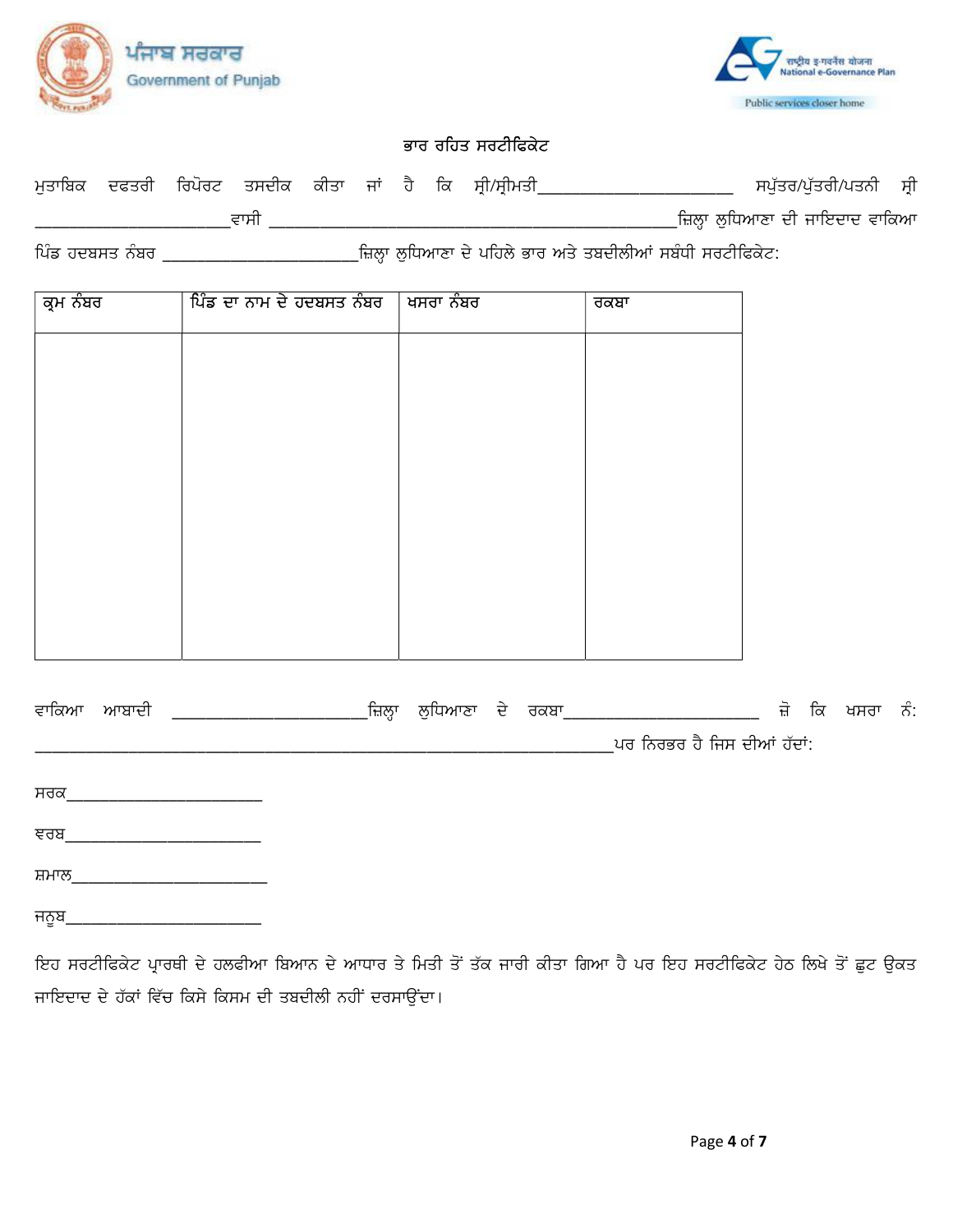ਪੰਜਾਬ ਸਰਕਾਰ
Government of Punjab

राष्ट्रीय इ-गवर्नेंस योजना
National e-Governance Plan
Public services closer home

## ਭਾਰ ਰਹਿਤ ਸਰਟੀਫਿਕੇਟ

ਮੁਤਾਬਿਕ ਦਫਤਰੀ ਰਿਪੋਰਟ ਤਸਦੀਕ ਕੀਤਾ ਜਾਂ ਹੈ ਕਿ ਸ੍ਰੀ/ਸ੍ਰੀਮਤੀ______________________ ਸਪੁੱਤਰ/ਪੁੱਤਰੀ/ਪਤਨੀ ਸ੍ਰੀ ______________________ਵਾਸੀ ______________________________________________ਜ਼ਿਲ੍ਹਾ ਲੁਧਿਆਣਾ ਦੀ ਜਾਇਦਾਦ ਵਾਕਿਆ ਪਿੰਡ ਹਦਬਸਤ ਨੰਬਰ ______________________ਜ਼ਿਲ੍ਹਾ ਲੁਧਿਆਣਾ ਦੇ ਪਹਿਲੇ ਭਾਰ ਅਤੇ ਤਬਦੀਲੀਆਂ ਸਬੰਧੀ ਸਰਟੀਫਿਕੇਟ:

| ਕ੍ਰਮ ਨੰਬਰ | ਪਿੰਡ ਦਾ ਨਾਮ ਦੇ ਹਦਬਸਤ ਨੰਬਰ | ਖਸਰਾ ਨੰਬਰ | ਰਕਬਾ |
|---|---|---|---|
| | | | |

ਵਾਕਿਆ ਆਬਾਦੀ ______________________ਜ਼ਿਲ੍ਹਾ ਲੁਧਿਆਣਾ ਦੇ ਰਕਬਾ______________________ ਜੋ ਕਿ ਖਸਰਾ ਨੰ: _________________________________________________________________ਪਰ ਨਿਰਭਰ ਹੈ ਜਿਸ ਦੀਆਂ ਹੱਦਾਂ:

ਸਰਕ______________________

ਵਰਬ______________________

ਸ਼ਮਾਲ______________________

ਜਨੂਬ______________________

ਇਹ ਸਰਟੀਫਿਕੇਟ ਪ੍ਰਾਰਥੀ ਦੇ ਹਲਫੀਆ ਬਿਆਨ ਦੇ ਆਧਾਰ ਤੇ ਮਿਤੀ ਤੋਂ ਤੱਕ ਜਾਰੀ ਕੀਤਾ ਗਿਆ ਹੈ ਪਰ ਇਹ ਸਰਟੀਫਿਕੇਟ ਹੇਠ ਲਿਖੇ ਤੋਂ ਛੁਟ ਉਕਤ ਜਾਇਦਾਦ ਦੇ ਹੱਕਾਂ ਵਿੱਚ ਕਿਸੇ ਕਿਸਮ ਦੀ ਤਬਦੀਲੀ ਨਹੀਂ ਦਰਸਾਉਂਦਾ।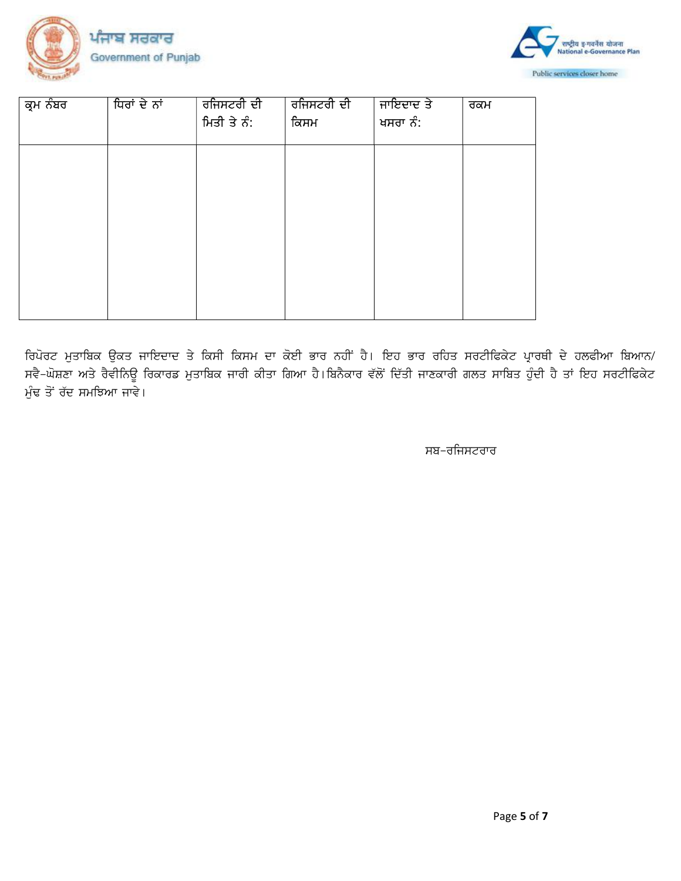| ਕ੍ਰਮ ਨੰਬਰ | ਧਿਰਾਂ ਦੇ ਨਾਂ | ਰਜਿਸਟਰੀ ਦੀ ਮਿਤੀ ਤੇ ਨੰ: | ਰਜਿਸਟਰੀ ਦੀ ਕਿਸਮ | ਜਾਇਦਾਦ ਤੇ ਖਸਰਾ ਨੰ: | ਰਕਮ |
|---|---|---|---|---|---|
| | | | | | |

ਰਿਪੋਰਟ ਮੁਤਾਬਿਕ ਉਕਤ ਜਾਇਦਾਦ ਤੇ ਕਿਸੀ ਕਿਸਮ ਦਾ ਕੋਈ ਭਾਰ ਨਹੀਂ ਹੈ। ਇਹ ਭਾਰ ਰਹਿਤ ਸਰਟੀਫਿਕੇਟ ਪ੍ਰਾਰਥੀ ਦੇ ਹਲਫੀਆ ਬਿਆਨ/ ਸਵੈ-ਘੋਸ਼ਣਾ ਅਤੇ ਰੈਵੀਨਿਊ ਰਿਕਾਰਡ ਮੁਤਾਬਿਕ ਜਾਰੀ ਕੀਤਾ ਗਿਆ ਹੈ।ਬਿਨੈਕਾਰ ਵੱਲੋਂ ਦਿੱਤੀ ਜਾਣਕਾਰੀ ਗਲਤ ਸਾਬਿਤ ਹੁੰਦੀ ਹੈ ਤਾਂ ਇਹ ਸਰਟੀਫਿਕੇਟ ਮੁੱਢ ਤੋਂ ਰੱਦ ਸਮਝਿਆ ਜਾਵੇ।

ਸਬ-ਰਜਿਸਟਰਾਰ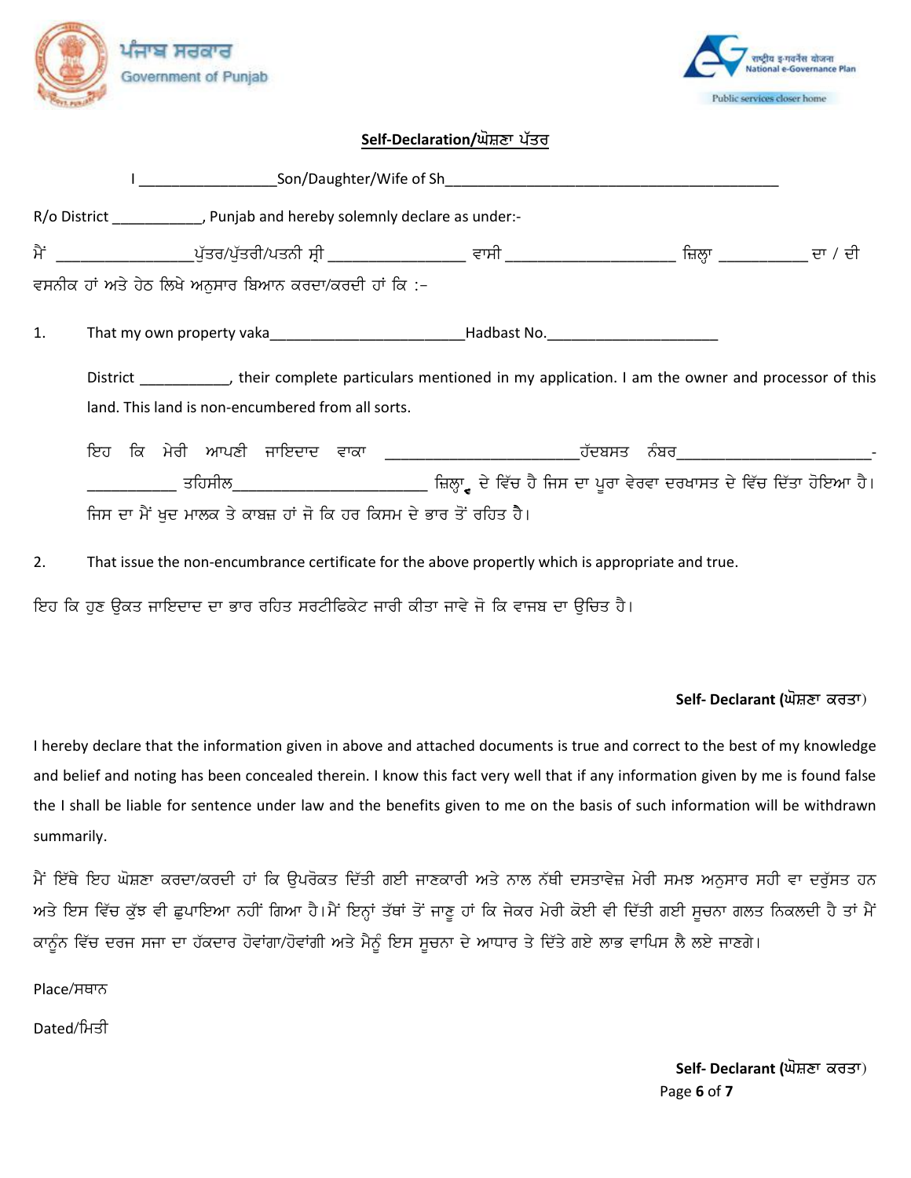ਪੰਜਾਬ ਸਰਕਾਰ
Government of Punjab

राष्ट्रीय ई-गवर्नेंस योजना
National e-Governance Plan
Public services closer home

## Self-Declaration/ਘੋਸ਼ਣਾ ਪੱਤਰ

I _________________Son/Daughter/Wife of Sh___________________________________________

R/o District ___________, Punjab and hereby solemnly declare as under:-

ਮੈਂ ________________ਪੁੱਤਰ/ਪੁੱਤਰੀ/ਪਤਨੀ ਸ੍ਰੀ ________________ ਵਾਸੀ ____________________ ਜ਼ਿਲ੍ਹਾ ___________ ਦਾ / ਦੀ ਵਸਨੀਕ ਹਾਂ ਅਤੇ ਹੇਠ ਲਿਖੇ ਅਨੁਸਾਰ ਬਿਆਨ ਕਰਦਾ/ਕਰਦੀ ਹਾਂ ਕਿ :-

1. That my own property vaka________________________Hadbast No.______________________

   District ___________, their complete particulars mentioned in my application. I am the owner and processor of this land. This land is non-encumbered from all sorts.

   ਇਹ ਕਿ ਮੇਰੀ ਆਪਣੀ ਜਾਇਦਾਦ ਵਾਕਾ ________________________ਹੱਦਬਸਤ ਨੰਬਰ________________________-___________ ਤਹਿਸੀਲ________________________ ਜ਼ਿਲ੍ਹਾ ਦੇ ਵਿੱਚ ਹੈ ਜਿਸ ਦਾ ਪੂਰਾ ਵੇਰਵਾ ਦਰਖਾਸਤ ਦੇ ਵਿੱਚ ਦਿੱਤਾ ਹੋਇਆ ਹੈ। ਜਿਸ ਦਾ ਮੈਂ ਖੁਦ ਮਾਲਕ ਤੇ ਕਾਬਜ਼ ਹਾਂ ਜੋ ਕਿ ਹਰ ਕਿਸਮ ਦੇ ਭਾਰ ਤੋਂ ਰਹਿਤ ਹੈ।

2. That issue the non-encumbrance certificate for the above propelty which is appropriate and true.

ਇਹ ਕਿ ਹੁਣ ਉਕਤ ਜਾਇਦਾਦ ਦਾ ਭਾਰ ਰਹਿਤ ਸਰਟੀਫਿਕੇਟ ਜਾਰੀ ਕੀਤਾ ਜਾਵੇ ਜੋ ਕਿ ਵਾਜਬ ਦਾ ਉਚਿਤ ਹੈ।

**Self- Declarant (ਘੋਸ਼ਣਾ ਕਰਤਾ)**

I hereby declare that the information given in above and attached documents is true and correct to the best of my knowledge and belief and noting has been concealed therein. I know this fact very well that if any information given by me is found false the I shall be liable for sentence under law and the benefits given to me on the basis of such information will be withdrawn summarily.

ਮੈਂ ਇੱਥੇ ਇਹ ਘੋਸ਼ਣਾ ਕਰਦਾ/ਕਰਦੀ ਹਾਂ ਕਿ ਉਪਰੋਕਤ ਦਿੱਤੀ ਗਈ ਜਾਣਕਾਰੀ ਅਤੇ ਨਾਲ ਨੱਥੀ ਦਸਤਾਵੇਜ਼ ਮੇਰੀ ਸਮਝ ਅਨੁਸਾਰ ਸਹੀ ਵਾ ਦਰੁੱਸਤ ਹਨ ਅਤੇ ਇਸ ਵਿੱਚ ਕੁੱਝ ਵੀ ਛੁਪਾਇਆ ਨਹੀਂ ਗਿਆ ਹੈ।ਮੈਂ ਇਨ੍ਹਾਂ ਤੱਥਾਂ ਤੋਂ ਜਾਣੂ ਹਾਂ ਕਿ ਜੇਕਰ ਮੇਰੀ ਕੋਈ ਵੀ ਦਿੱਤੀ ਗਈ ਸੂਚਨਾ ਗਲਤ ਨਿਕਲਦੀ ਹੈ ਤਾਂ ਮੈਂ ਕਾਨੂੰਨ ਵਿੱਚ ਦਰਜ ਸਜਾ ਦਾ ਹੱਕਦਾਰ ਹੋਵਾਂਗਾ/ਹੋਵਾਂਗੀ ਅਤੇ ਮੈਨੂੰ ਇਸ ਸੂਚਨਾ ਦੇ ਆਧਾਰ ਤੇ ਦਿੱਤੇ ਗਏ ਲਾਭ ਵਾਪਿਸ ਲੈ ਲਏ ਜਾਣਗੇ।

Place/ਸਥਾਨ

Dated/ਮਿਤੀ

**Self- Declarant (ਘੋਸ਼ਣਾ ਕਰਤਾ)**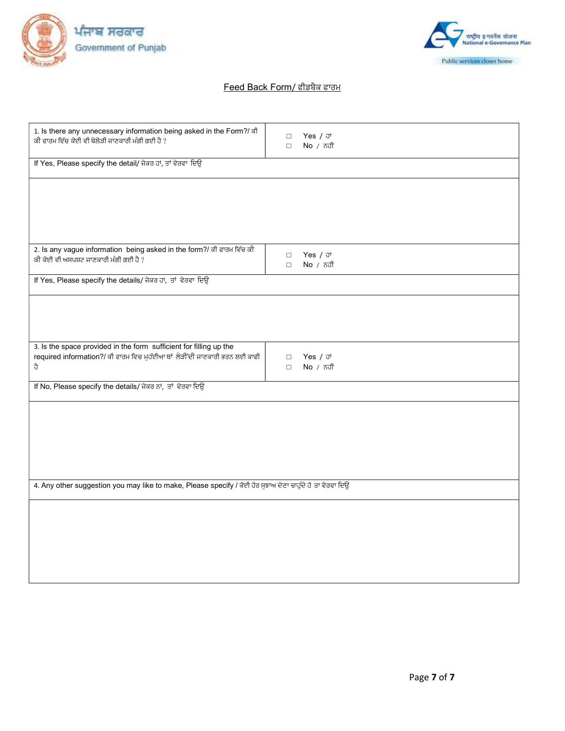ਪੰਜਾਬ ਸਰਕਾਰ
Government of Punjab

राष्ट्रीय इ-गवर्नेंस योजना
National e-Governance Plan
Public services closer home

## Feed Back Form/ ਫੀਡਬੈਕ ਫਾਰਮ

| | |
|---|---|
| 1. Is there any unnecessary information being asked in the Form?/ ਕੀ ਫਾਰਮ ਵਿੱਚ ਕੋਈ ਵੀ ਬੇਲੋੜੀ ਜਾਣਕਾਰੀ ਮੰਗੀ ਗਈ ਹੈ ? | ☐ Yes / ਹਾਂ<br>☐ No / ਨਹੀਂ |
| If Yes, Please specify the detail/ ਜੇਕਰ ਹਾਂ, ਤਾਂ ਵੇਰਵਾ ਦਿਉ | |
| | |
| 2. Is any vague information being asked in the form?/ ਕੀ ਫਾਰਮ ਵਿੱਚ ਕੀ ਕੀ ਕੋਈ ਵੀ ਅਸਪਸ਼ਟ ਜਾਣਕਾਰੀ ਮੰਗੀ ਗਈ ਹੈ ? | ☐ Yes / ਹਾਂ<br>☐ No / ਨਹੀਂ |
| If Yes, Please specify the details/ ਜੇਕਰ ਹਾਂ, ਤਾਂ ਵੇਰਵਾ ਦਿਉ | |
| | |
| 3. Is the space provided in the form sufficient for filling up the required information?/ ਕੀ ਫਾਰਮ ਵਿਚ ਮੁਹੱਈਆ ਥਾਂ ਲੋੜੀਂਦੀ ਜਾਣਕਾਰੀ ਭਰਨ ਲਈ ਕਾਫੀ ਹੈ | ☐ Yes / ਹਾਂ<br>☐ No / ਨਹੀਂ |
| If No, Please specify the details/ ਜੇਕਰ ਨਾਂ, ਤਾਂ ਵੇਰਵਾ ਦਿਉ | |
| | |
| 4. Any other suggestion you may like to make, Please specify / ਕੋਈ ਹੋਰ ਸੁਝਾਅ ਦੇਣਾ ਚਾਹੁੰਦੇ ਹੋ ਤਾ ਵੇਰਵਾ ਦਿਉ | |
| | |